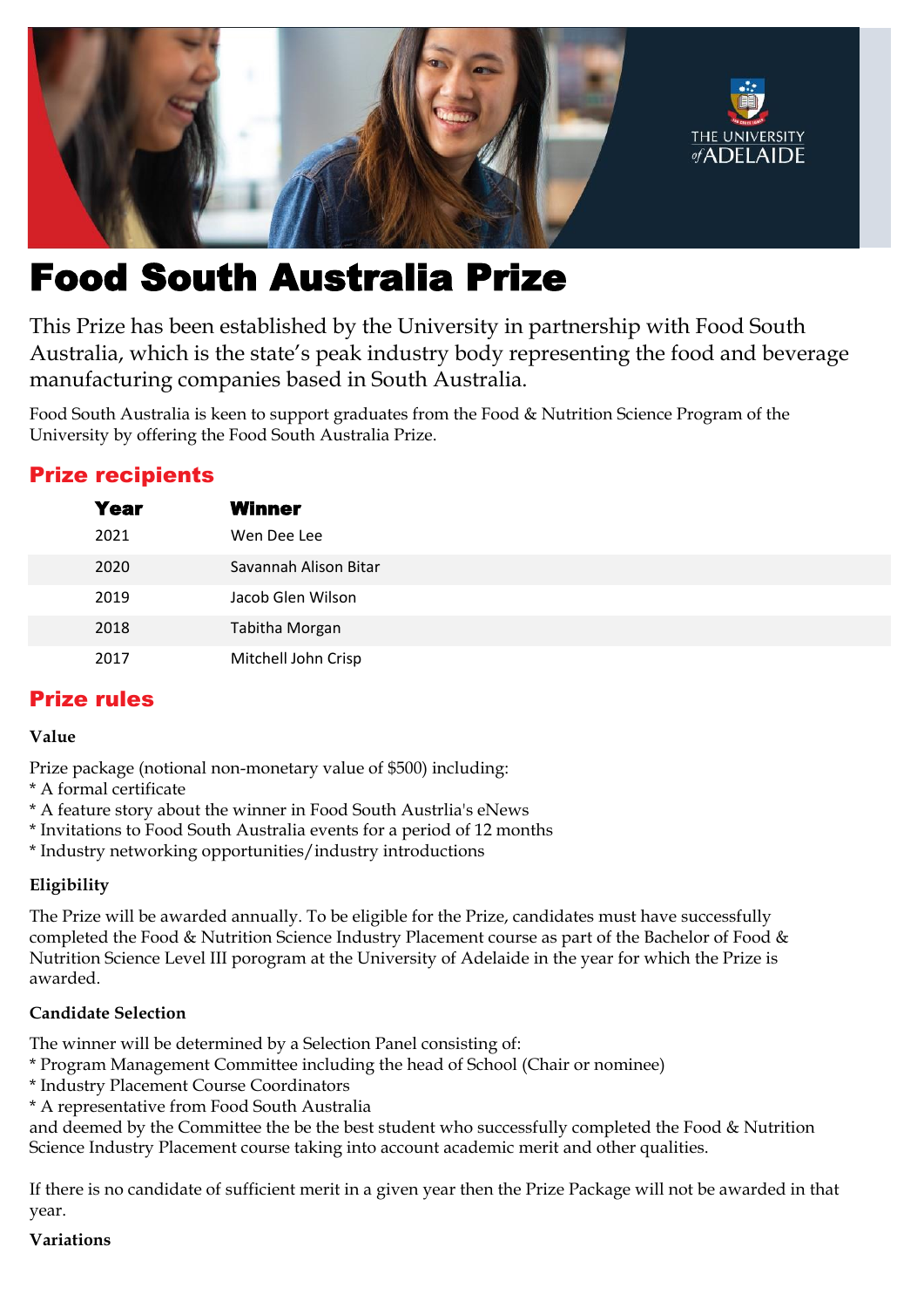# Food South Australia Prize

This Prize has been established by the University in partnership with Food South Australia, which is the state's peak industry body representing the food and beverage manufacturing companies based in South Australia.

Food South Australia is keen to support graduates from the Food & Nutrition Science Program of the University by offering the Food South Australia Prize.

## Prize recipients

| Year | Winner |
|---|---|
| 2021 | Wen Dee Lee |
| 2020 | Savannah Alison Bitar |
| 2019 | Jacob Glen Wilson |
| 2018 | Tabitha Morgan |
| 2017 | Mitchell John Crisp |

## Prize rules

### Value

Prize package (notional non-monetary value of $500) including:
* A formal certificate
* A feature story about the winner in Food South Austrlia's eNews
* Invitations to Food South Australia events for a period of 12 months
* Industry networking opportunities/industry introductions

### Eligibility

The Prize will be awarded annually. To be eligible for the Prize, candidates must have successfully completed the Food & Nutrition Science Industry Placement course as part of the Bachelor of Food & Nutrition Science Level III porogram at the University of Adelaide in the year for which the Prize is awarded.

### Candidate Selection

The winner will be determined by a Selection Panel consisting of:
* Program Management Committee including the head of School (Chair or nominee)
* Industry Placement Course Coordinators
* A representative from Food South Australia

and deemed by the Committee the be the best student who successfully completed the Food & Nutrition Science Industry Placement course taking into account academic merit and other qualities.

If there is no candidate of sufficient merit in a given year then the Prize Package will not be awarded in that year.

### Variations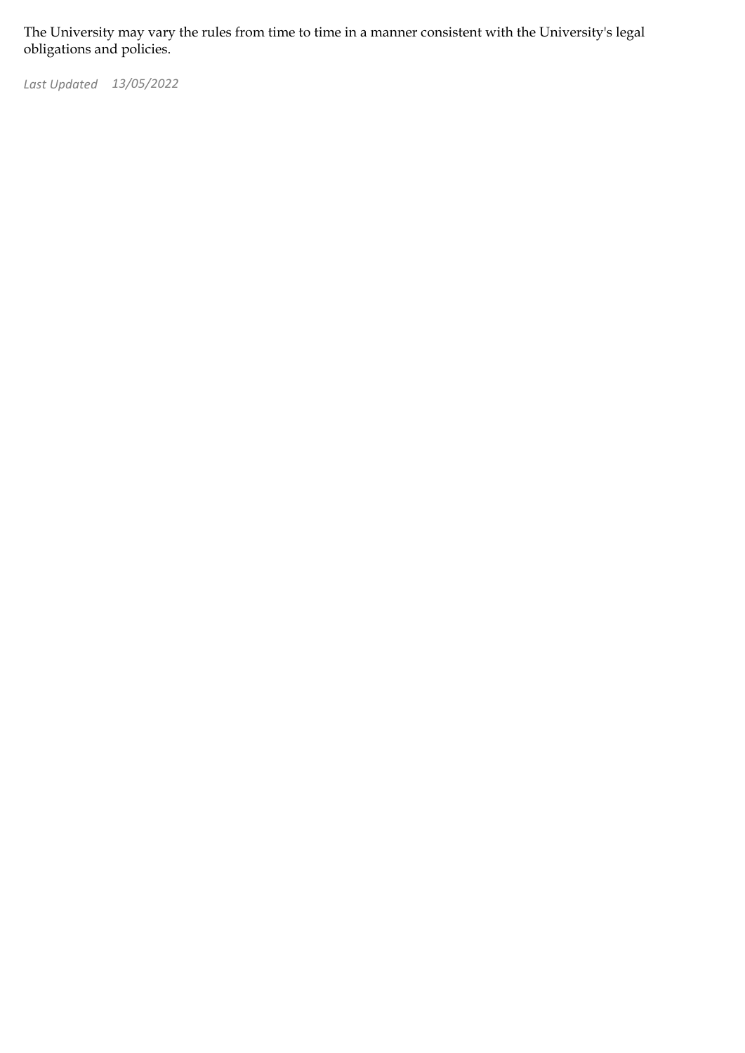The University may vary the rules from time to time in a manner consistent with the University's legal obligations and policies.

*Last Updated 13/05/2022*